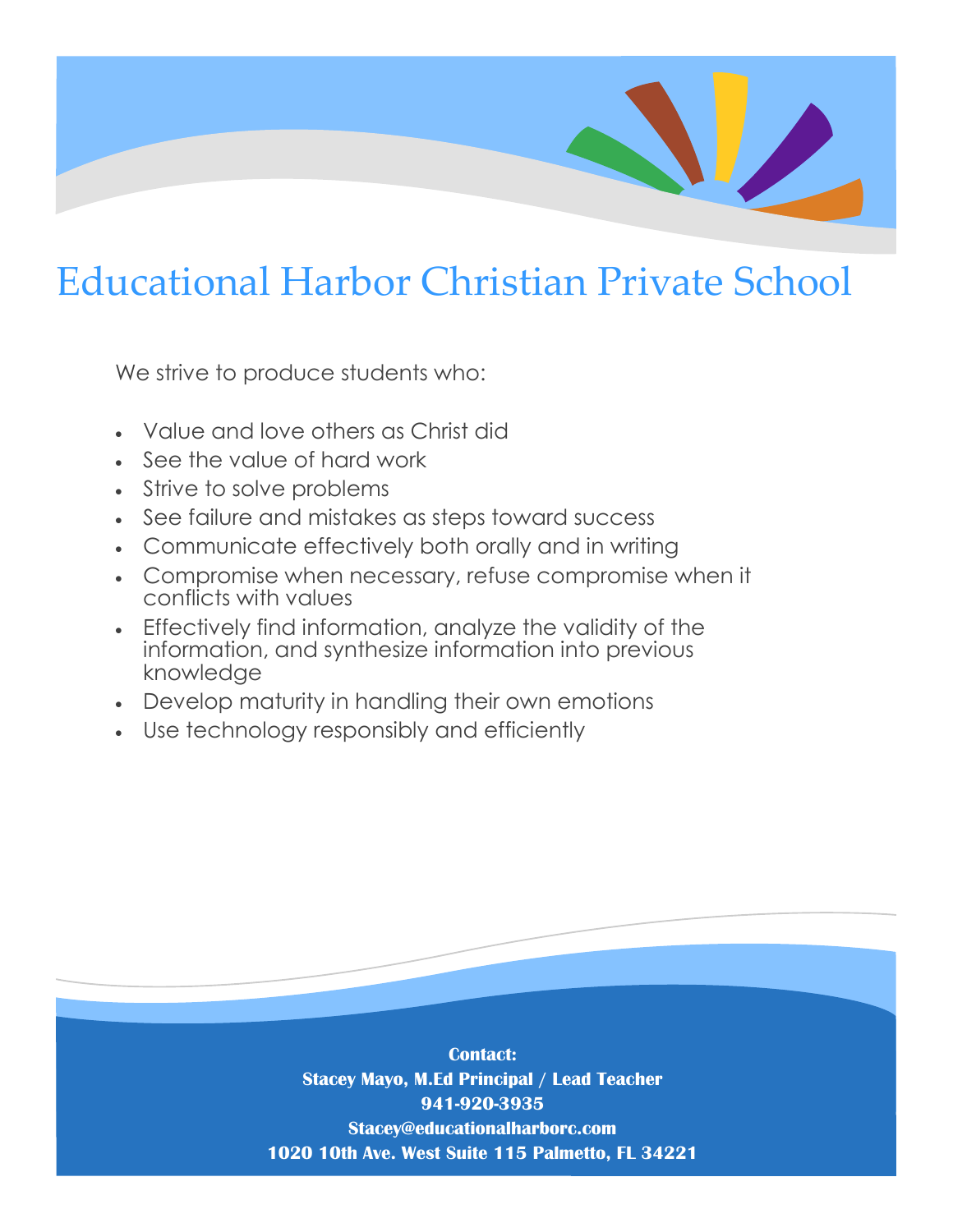# Educational Harbor Christian Private School

We strive to produce students who:

- Value and love others as Christ did
- See the value of hard work
- Strive to solve problems
- See failure and mistakes as steps toward success
- Communicate effectively both orally and in writing
- Compromise when necessary, refuse compromise when it conflicts with values
- Effectively find information, analyze the validity of the information, and synthesize information into previous knowledge
- Develop maturity in handling their own emotions
- Use technology responsibly and efficiently

**Contact:**
**Stacey Mayo, M.Ed Principal / Lead Teacher**
**941-920-3935**
**Stacey@educationalharborc.com**
**1020 10th Ave. West Suite 115 Palmetto, FL 34221**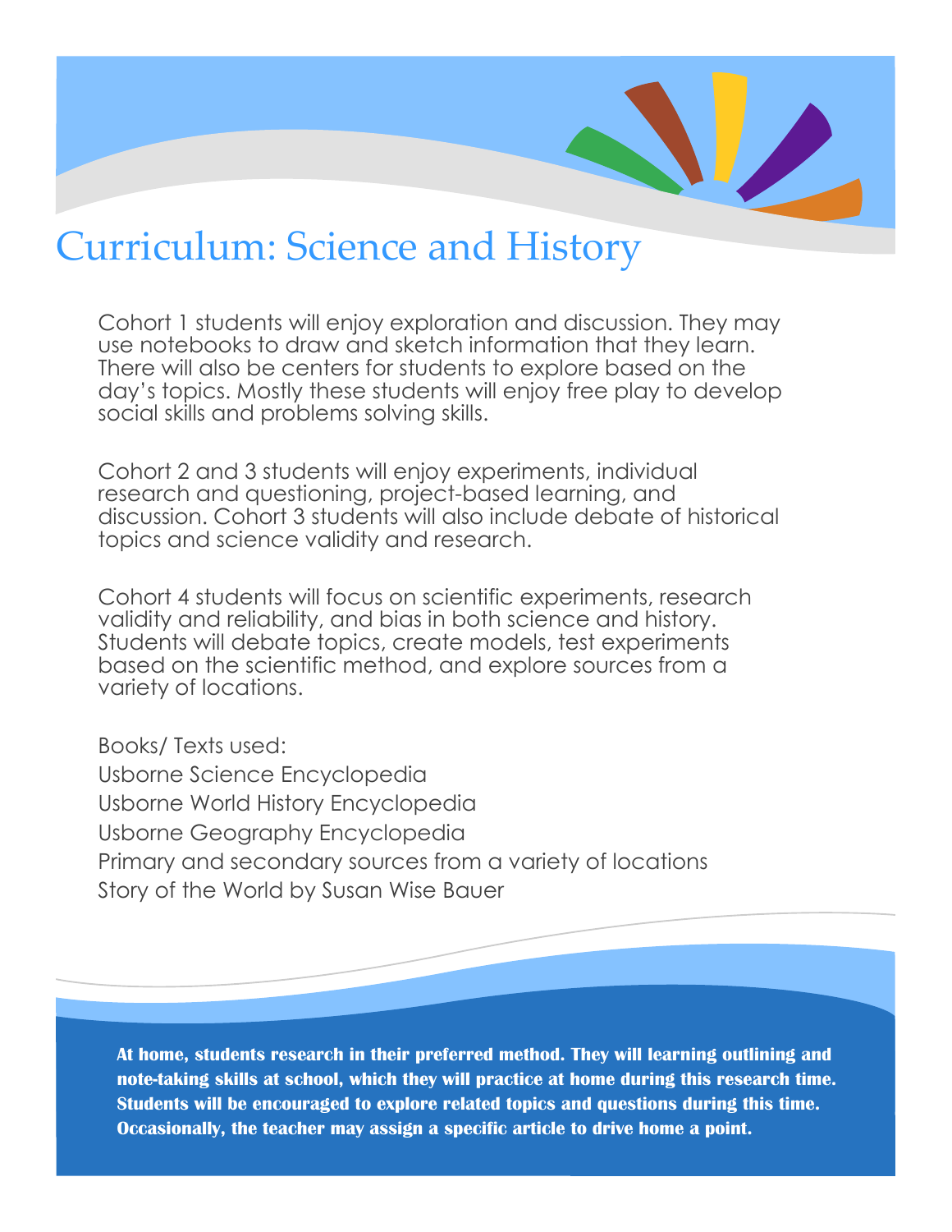# Curriculum: Science and History

Cohort 1 students will enjoy exploration and discussion. They may use notebooks to draw and sketch information that they learn. There will also be centers for students to explore based on the day's topics. Mostly these students will enjoy free play to develop social skills and problems solving skills.

Cohort 2 and 3 students will enjoy experiments, individual research and questioning, project-based learning, and discussion. Cohort 3 students will also include debate of historical topics and science validity and research.

Cohort 4 students will focus on scientific experiments, research validity and reliability, and bias in both science and history. Students will debate topics, create models, test experiments based on the scientific method, and explore sources from a variety of locations.

Books/ Texts used:
Usborne Science Encyclopedia
Usborne World History Encyclopedia
Usborne Geography Encyclopedia
Primary and secondary sources from a variety of locations
Story of the World by Susan Wise Bauer

**At home, students research in their preferred method. They will learning outlining and note-taking skills at school, which they will practice at home during this research time. Students will be encouraged to explore related topics and questions during this time. Occasionally, the teacher may assign a specific article to drive home a point.**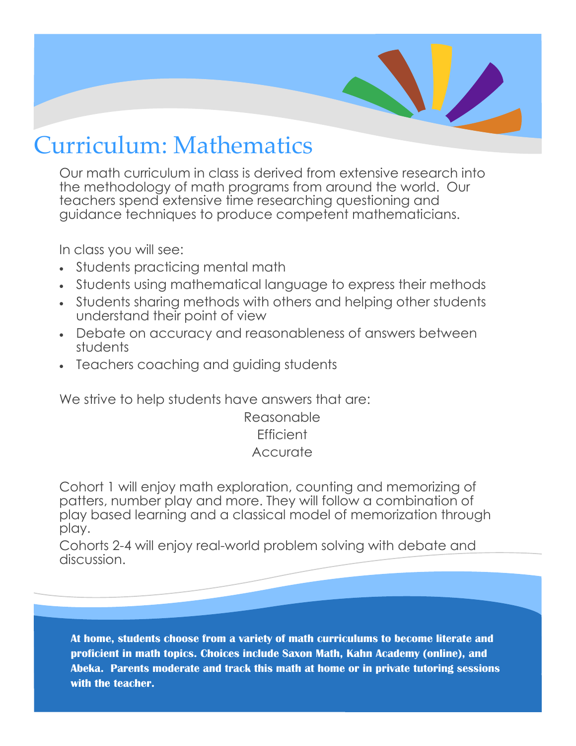# Curriculum: Mathematics

Our math curriculum in class is derived from extensive research into the methodology of math programs from around the world. Our teachers spend extensive time researching questioning and guidance techniques to produce competent mathematicians.

In class you will see:

- Students practicing mental math
- Students using mathematical language to express their methods
- Students sharing methods with others and helping other students understand their point of view
- Debate on accuracy and reasonableness of answers between students
- Teachers coaching and guiding students

We strive to help students have answers that are:

Reasonable
Efficient
Accurate

Cohort 1 will enjoy math exploration, counting and memorizing of patters, number play and more. They will follow a combination of play based learning and a classical model of memorization through play.

Cohorts 2-4 will enjoy real-world problem solving with debate and discussion.

**At home, students choose from a variety of math curriculums to become literate and proficient in math topics. Choices include Saxon Math, Kahn Academy (online), and Abeka. Parents moderate and track this math at home or in private tutoring sessions with the teacher.**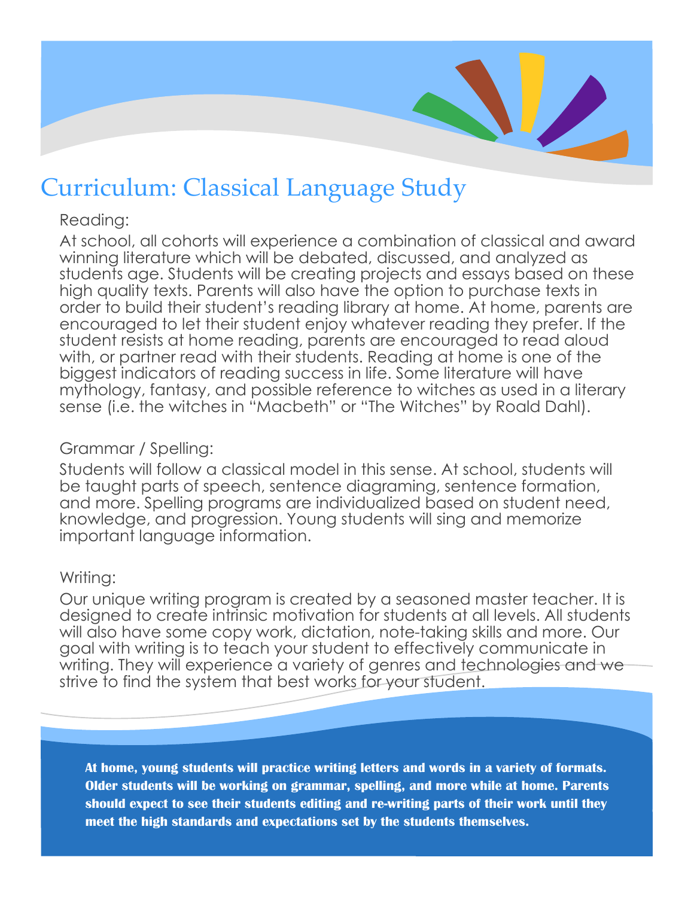# Curriculum: Classical Language Study

### Reading:

At school, all cohorts will experience a combination of classical and award winning literature which will be debated, discussed, and analyzed as students age. Students will be creating projects and essays based on these high quality texts. Parents will also have the option to purchase texts in order to build their student's reading library at home. At home, parents are encouraged to let their student enjoy whatever reading they prefer. If the student resists at home reading, parents are encouraged to read aloud with, or partner read with their students. Reading at home is one of the biggest indicators of reading success in life. Some literature will have mythology, fantasy, and possible reference to witches as used in a literary sense (i.e. the witches in "Macbeth" or "The Witches" by Roald Dahl).

### Grammar / Spelling:

Students will follow a classical model in this sense. At school, students will be taught parts of speech, sentence diagraming, sentence formation, and more. Spelling programs are individualized based on student need, knowledge, and progression. Young students will sing and memorize important language information.

### Writing:

Our unique writing program is created by a seasoned master teacher. It is designed to create intrinsic motivation for students at all levels. All students will also have some copy work, dictation, note-taking skills and more. Our goal with writing is to teach your student to effectively communicate in writing. They will experience a variety of genres and technologies and we strive to find the system that best works for your student.

**At home, young students will practice writing letters and words in a variety of formats. Older students will be working on grammar, spelling, and more while at home. Parents should expect to see their students editing and re-writing parts of their work until they meet the high standards and expectations set by the students themselves.**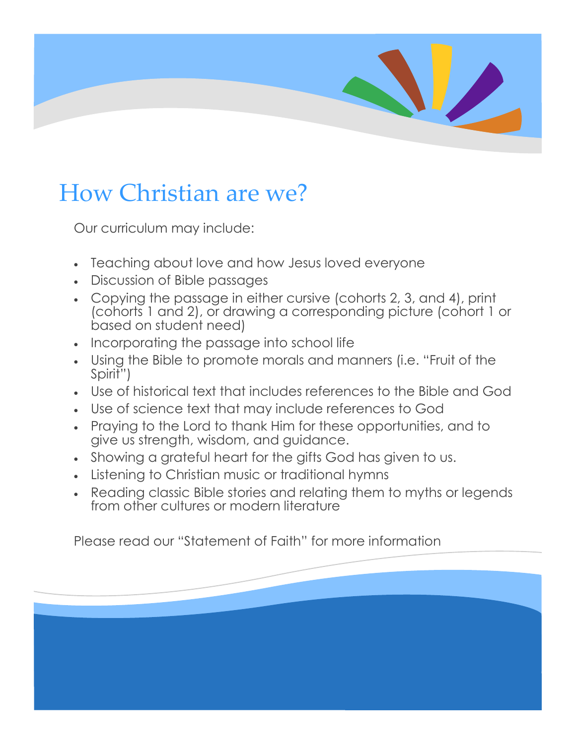# How Christian are we?

Our curriculum may include:

- Teaching about love and how Jesus loved everyone
- Discussion of Bible passages
- Copying the passage in either cursive (cohorts 2, 3, and 4), print (cohorts 1 and 2), or drawing a corresponding picture (cohort 1 or based on student need)
- Incorporating the passage into school life
- Using the Bible to promote morals and manners (i.e. "Fruit of the Spirit")
- Use of historical text that includes references to the Bible and God
- Use of science text that may include references to God
- Praying to the Lord to thank Him for these opportunities, and to give us strength, wisdom, and guidance.
- Showing a grateful heart for the gifts God has given to us.
- Listening to Christian music or traditional hymns
- Reading classic Bible stories and relating them to myths or legends from other cultures or modern literature

Please read our "Statement of Faith" for more information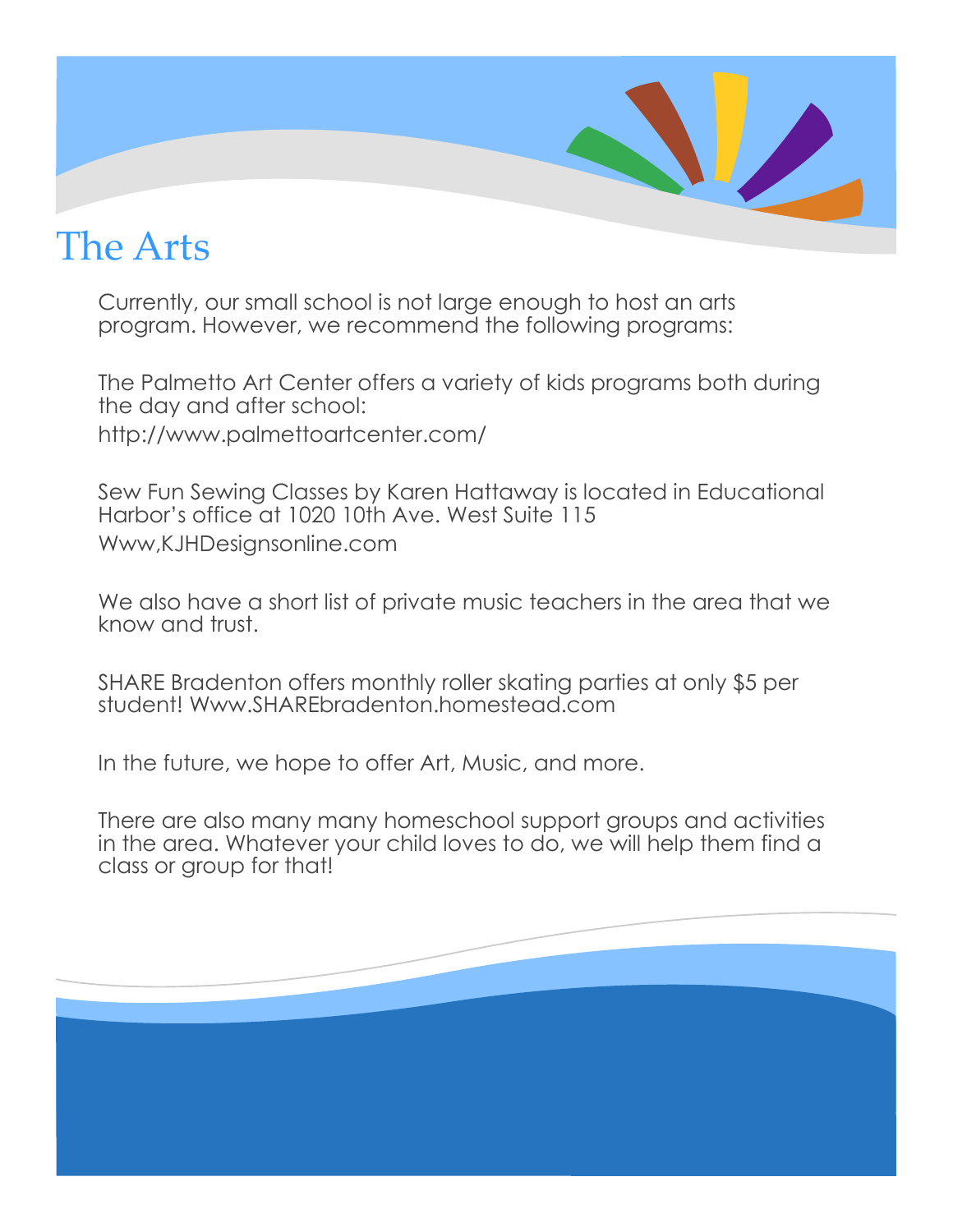# The Arts

Currently, our small school is not large enough to host an arts program. However, we recommend the following programs:

The Palmetto Art Center offers a variety of kids programs both during the day and after school:
http://www.palmettoartcenter.com/

Sew Fun Sewing Classes by Karen Hattaway is located in Educational Harbor's office at 1020 10th Ave. West Suite 115
Www,KJHDesignsonline.com

We also have a short list of private music teachers in the area that we know and trust.

SHARE Bradenton offers monthly roller skating parties at only $5 per student! Www.SHAREbradenton.homestead.com

In the future, we hope to offer Art, Music, and more.

There are also many many homeschool support groups and activities in the area. Whatever your child loves to do, we will help them find a class or group for that!